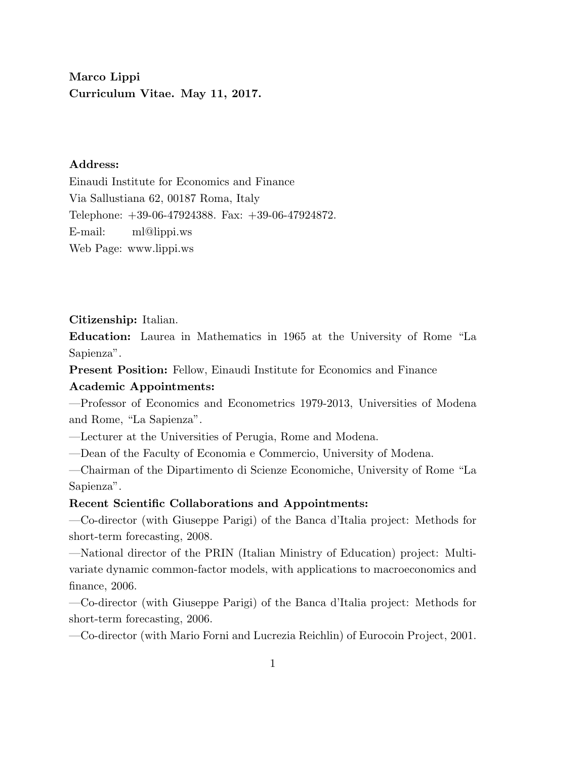**Marco Lippi**
**Curriculum Vitae. May 11, 2017.**

**Address:**
Einaudi Institute for Economics and Finance
Via Sallustiana 62, 00187 Roma, Italy
Telephone: +39-06-47924388. Fax: +39-06-47924872.
E-mail: ml@lippi.ws
Web Page: www.lippi.ws

**Citizenship:** Italian.
**Education:** Laurea in Mathematics in 1965 at the University of Rome "La Sapienza".
**Present Position:** Fellow, Einaudi Institute for Economics and Finance
**Academic Appointments:**
—Professor of Economics and Econometrics 1979-2013, Universities of Modena and Rome, "La Sapienza".
—Lecturer at the Universities of Perugia, Rome and Modena.
—Dean of the Faculty of Economia e Commercio, University of Modena.
—Chairman of the Dipartimento di Scienze Economiche, University of Rome "La Sapienza".
**Recent Scientific Collaborations and Appointments:**
—Co-director (with Giuseppe Parigi) of the Banca d'Italia project: Methods for short-term forecasting, 2008.
—National director of the PRIN (Italian Ministry of Education) project: Multivariate dynamic common-factor models, with applications to macroeconomics and finance, 2006.
—Co-director (with Giuseppe Parigi) of the Banca d'Italia project: Methods for short-term forecasting, 2006.
—Co-director (with Mario Forni and Lucrezia Reichlin) of Eurocoin Project, 2001.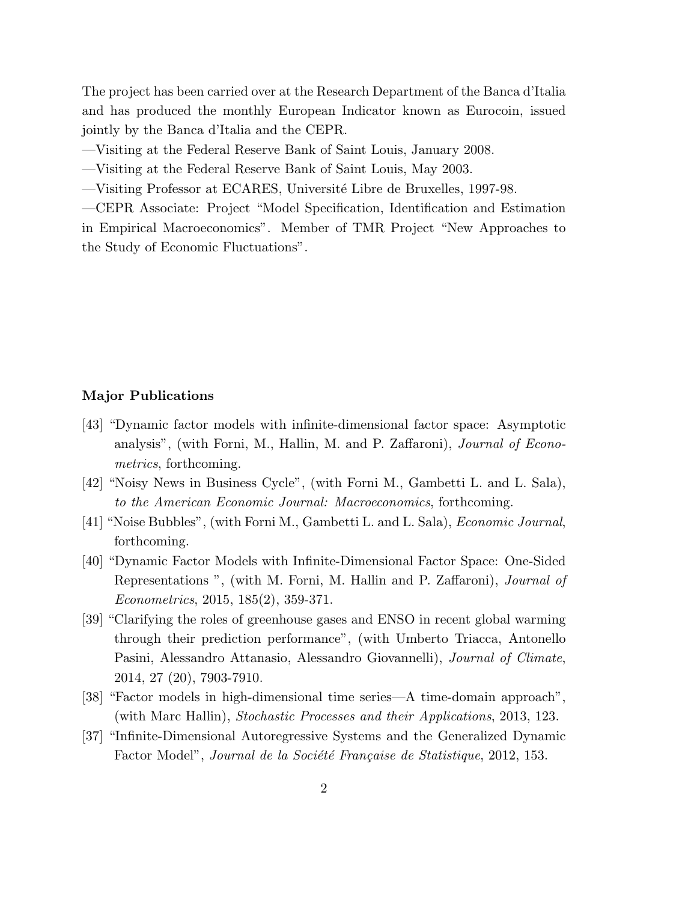The project has been carried over at the Research Department of the Banca d'Italia and has produced the monthly European Indicator known as Eurocoin, issued jointly by the Banca d'Italia and the CEPR.

—Visiting at the Federal Reserve Bank of Saint Louis, January 2008.

—Visiting at the Federal Reserve Bank of Saint Louis, May 2003.

—Visiting Professor at ECARES, Université Libre de Bruxelles, 1997-98.

—CEPR Associate: Project "Model Specification, Identification and Estimation in Empirical Macroeconomics". Member of TMR Project "New Approaches to the Study of Economic Fluctuations".

### Major Publications

[43] "Dynamic factor models with infinite-dimensional factor space: Asymptotic analysis", (with Forni, M., Hallin, M. and P. Zaffaroni), *Journal of Econometrics*, forthcoming.

[42] "Noisy News in Business Cycle", (with Forni M., Gambetti L. and L. Sala), *to the American Economic Journal: Macroeconomics*, forthcoming.

[41] "Noise Bubbles", (with Forni M., Gambetti L. and L. Sala), *Economic Journal*, forthcoming.

[40] "Dynamic Factor Models with Infinite-Dimensional Factor Space: One-Sided Representations ", (with M. Forni, M. Hallin and P. Zaffaroni), *Journal of Econometrics*, 2015, 185(2), 359-371.

[39] "Clarifying the roles of greenhouse gases and ENSO in recent global warming through their prediction performance", (with Umberto Triacca, Antonello Pasini, Alessandro Attanasio, Alessandro Giovannelli), *Journal of Climate*, 2014, 27 (20), 7903-7910.

[38] "Factor models in high-dimensional time series—A time-domain approach", (with Marc Hallin), *Stochastic Processes and their Applications*, 2013, 123.

[37] "Infinite-Dimensional Autoregressive Systems and the Generalized Dynamic Factor Model", *Journal de la Société Française de Statistique*, 2012, 153.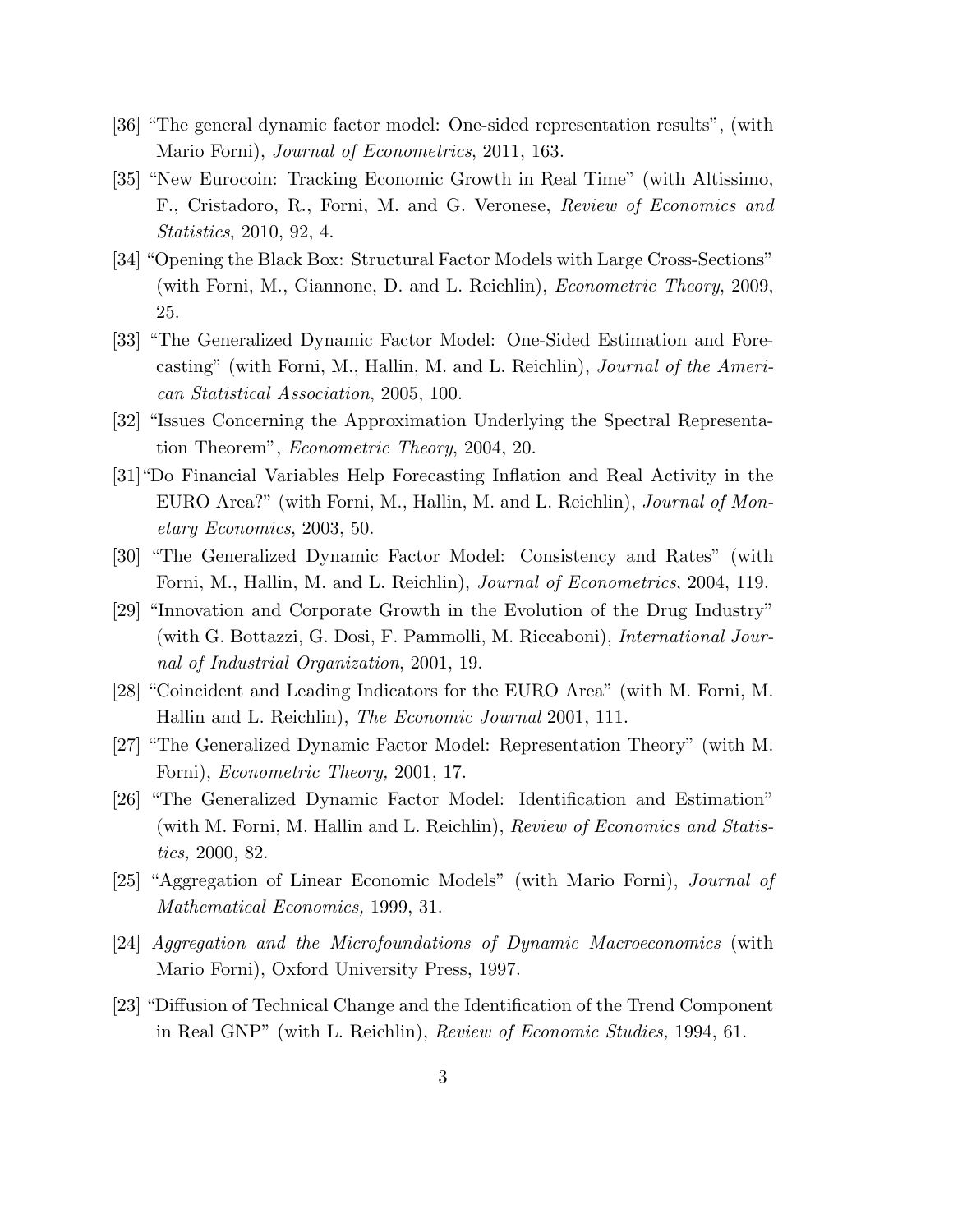[36] "The general dynamic factor model: One-sided representation results", (with Mario Forni), *Journal of Econometrics*, 2011, 163.

[35] "New Eurocoin: Tracking Economic Growth in Real Time" (with Altissimo, F., Cristadoro, R., Forni, M. and G. Veronese, *Review of Economics and Statistics*, 2010, 92, 4.

[34] "Opening the Black Box: Structural Factor Models with Large Cross-Sections" (with Forni, M., Giannone, D. and L. Reichlin), *Econometric Theory*, 2009, 25.

[33] "The Generalized Dynamic Factor Model: One-Sided Estimation and Forecasting" (with Forni, M., Hallin, M. and L. Reichlin), *Journal of the American Statistical Association*, 2005, 100.

[32] "Issues Concerning the Approximation Underlying the Spectral Representation Theorem", *Econometric Theory*, 2004, 20.

[31] "Do Financial Variables Help Forecasting Inflation and Real Activity in the EURO Area?" (with Forni, M., Hallin, M. and L. Reichlin), *Journal of Monetary Economics*, 2003, 50.

[30] "The Generalized Dynamic Factor Model: Consistency and Rates" (with Forni, M., Hallin, M. and L. Reichlin), *Journal of Econometrics*, 2004, 119.

[29] "Innovation and Corporate Growth in the Evolution of the Drug Industry" (with G. Bottazzi, G. Dosi, F. Pammolli, M. Riccaboni), *International Journal of Industrial Organization*, 2001, 19.

[28] "Coincident and Leading Indicators for the EURO Area" (with M. Forni, M. Hallin and L. Reichlin), *The Economic Journal* 2001, 111.

[27] "The Generalized Dynamic Factor Model: Representation Theory" (with M. Forni), *Econometric Theory,* 2001, 17.

[26] "The Generalized Dynamic Factor Model: Identification and Estimation" (with M. Forni, M. Hallin and L. Reichlin), *Review of Economics and Statistics,* 2000, 82.

[25] "Aggregation of Linear Economic Models" (with Mario Forni), *Journal of Mathematical Economics,* 1999, 31.

[24] *Aggregation and the Microfoundations of Dynamic Macroeconomics* (with Mario Forni), Oxford University Press, 1997.

[23] "Diffusion of Technical Change and the Identification of the Trend Component in Real GNP" (with L. Reichlin), *Review of Economic Studies,* 1994, 61.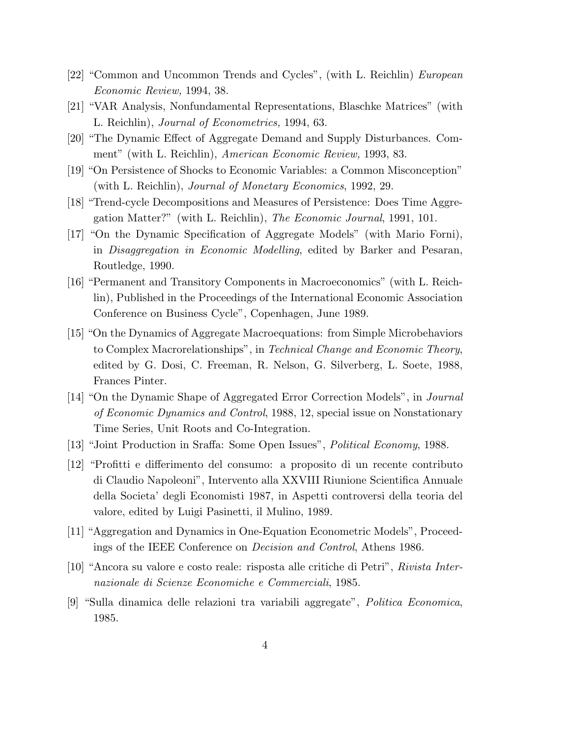[22] “Common and Uncommon Trends and Cycles”, (with L. Reichlin) *European Economic Review,* 1994, 38.

[21] “VAR Analysis, Nonfundamental Representations, Blaschke Matrices” (with L. Reichlin), *Journal of Econometrics,* 1994, 63.

[20] “The Dynamic Effect of Aggregate Demand and Supply Disturbances. Comment” (with L. Reichlin), *American Economic Review,* 1993, 83.

[19] “On Persistence of Shocks to Economic Variables: a Common Misconception” (with L. Reichlin), *Journal of Monetary Economics*, 1992, 29.

[18] “Trend-cycle Decompositions and Measures of Persistence: Does Time Aggregation Matter?” (with L. Reichlin), *The Economic Journal*, 1991, 101.

[17] “On the Dynamic Specification of Aggregate Models” (with Mario Forni), in *Disaggregation in Economic Modelling*, edited by Barker and Pesaran, Routledge, 1990.

[16] “Permanent and Transitory Components in Macroeconomics” (with L. Reichlin), Published in the Proceedings of the International Economic Association Conference on Business Cycle”, Copenhagen, June 1989.

[15] “On the Dynamics of Aggregate Macroequations: from Simple Microbehaviors to Complex Macrorelationships”, in *Technical Change and Economic Theory*, edited by G. Dosi, C. Freeman, R. Nelson, G. Silverberg, L. Soete, 1988, Frances Pinter.

[14] “On the Dynamic Shape of Aggregated Error Correction Models”, in *Journal of Economic Dynamics and Control*, 1988, 12, special issue on Nonstationary Time Series, Unit Roots and Co-Integration.

[13] “Joint Production in Sraffa: Some Open Issues”, *Political Economy*, 1988.

[12] “Profitti e differimento del consumo: a proposito di un recente contributo di Claudio Napoleoni”, Intervento alla XXVIII Riunione Scientifica Annuale della Societa’ degli Economisti 1987, in Aspetti controversi della teoria del valore, edited by Luigi Pasinetti, il Mulino, 1989.

[11] “Aggregation and Dynamics in One-Equation Econometric Models”, Proceedings of the IEEE Conference on *Decision and Control*, Athens 1986.

[10] “Ancora su valore e costo reale: risposta alle critiche di Petri”, *Rivista Internazionale di Scienze Economiche e Commerciali*, 1985.

[9] “Sulla dinamica delle relazioni tra variabili aggregate”, *Politica Economica*, 1985.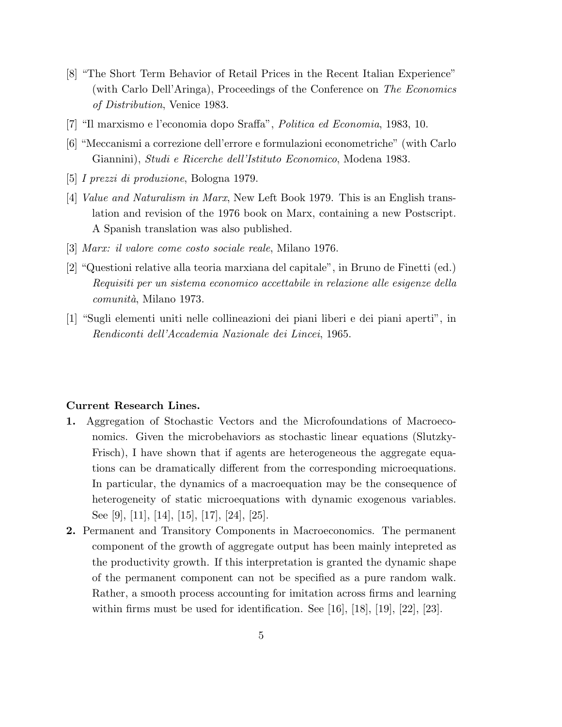[8] "The Short Term Behavior of Retail Prices in the Recent Italian Experience" (with Carlo Dell'Aringa), Proceedings of the Conference on *The Economics of Distribution*, Venice 1983.

[7] "Il marxismo e l'economia dopo Sraffa", *Politica ed Economia*, 1983, 10.

[6] "Meccanismi a correzione dell'errore e formulazioni econometriche" (with Carlo Giannini), *Studi e Ricerche dell'Istituto Economico*, Modena 1983.

[5] *I prezzi di produzione*, Bologna 1979.

[4] *Value and Naturalism in Marx*, New Left Book 1979. This is an English translation and revision of the 1976 book on Marx, containing a new Postscript. A Spanish translation was also published.

[3] *Marx: il valore come costo sociale reale*, Milano 1976.

[2] "Questioni relative alla teoria marxiana del capitale", in Bruno de Finetti (ed.) *Requisiti per un sistema economico accettabile in relazione alle esigenze della comunità*, Milano 1973.

[1] "Sugli elementi uniti nelle collineazioni dei piani liberi e dei piani aperti", in *Rendiconti dell'Accademia Nazionale dei Lincei*, 1965.

**Current Research Lines.**

**1.** Aggregation of Stochastic Vectors and the Microfoundations of Macroeconomics. Given the microbehaviors as stochastic linear equations (Slutzky-Frisch), I have shown that if agents are heterogeneous the aggregate equations can be dramatically different from the corresponding microequations. In particular, the dynamics of a macroequation may be the consequence of heterogeneity of static microequations with dynamic exogenous variables. See [9], [11], [14], [15], [17], [24], [25].

**2.** Permanent and Transitory Components in Macroeconomics. The permanent component of the growth of aggregate output has been mainly intepreted as the productivity growth. If this interpretation is granted the dynamic shape of the permanent component can not be specified as a pure random walk. Rather, a smooth process accounting for imitation across firms and learning within firms must be used for identification. See [16], [18], [19], [22], [23].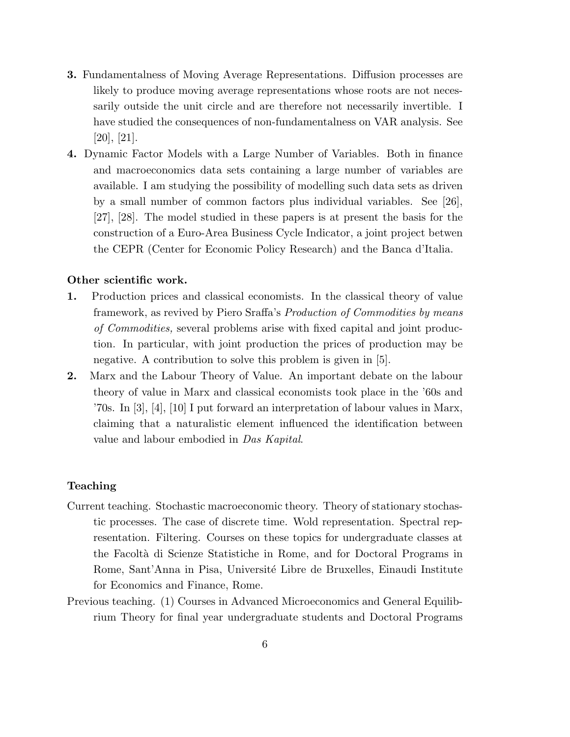**3.** Fundamentalness of Moving Average Representations. Diffusion processes are likely to produce moving average representations whose roots are not necessarily outside the unit circle and are therefore not necessarily invertible. I have studied the consequences of non-fundamentalness on VAR analysis. See [20], [21].

**4.** Dynamic Factor Models with a Large Number of Variables. Both in finance and macroeconomics data sets containing a large number of variables are available. I am studying the possibility of modelling such data sets as driven by a small number of common factors plus individual variables. See [26], [27], [28]. The model studied in these papers is at present the basis for the construction of a Euro-Area Business Cycle Indicator, a joint project betwen the CEPR (Center for Economic Policy Research) and the Banca d'Italia.

**Other scientific work.**

**1.** Production prices and classical economists. In the classical theory of value framework, as revived by Piero Sraffa's *Production of Commodities by means of Commodities,* several problems arise with fixed capital and joint production. In particular, with joint production the prices of production may be negative. A contribution to solve this problem is given in [5].

**2.** Marx and the Labour Theory of Value. An important debate on the labour theory of value in Marx and classical economists took place in the '60s and '70s. In [3], [4], [10] I put forward an interpretation of labour values in Marx, claiming that a naturalistic element influenced the identification between value and labour embodied in *Das Kapital*.

**Teaching**

Current teaching. Stochastic macroeconomic theory. Theory of stationary stochastic processes. The case of discrete time. Wold representation. Spectral representation. Filtering. Courses on these topics for undergraduate classes at the Facoltà di Scienze Statistiche in Rome, and for Doctoral Programs in Rome, Sant'Anna in Pisa, Université Libre de Bruxelles, Einaudi Institute for Economics and Finance, Rome.

Previous teaching. (1) Courses in Advanced Microeconomics and General Equilibrium Theory for final year undergraduate students and Doctoral Programs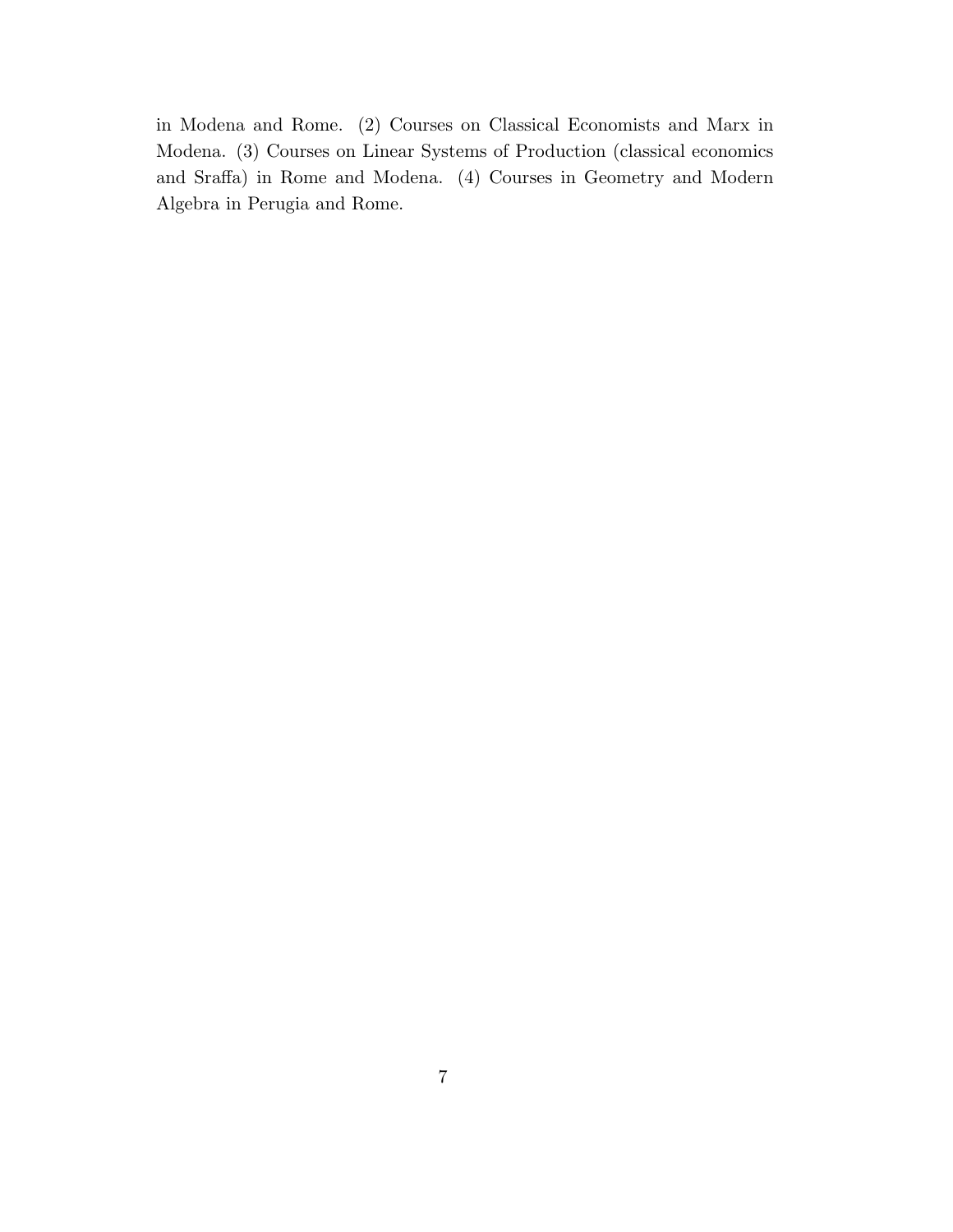in Modena and Rome. (2) Courses on Classical Economists and Marx in Modena. (3) Courses on Linear Systems of Production (classical economics and Sraffa) in Rome and Modena. (4) Courses in Geometry and Modern Algebra in Perugia and Rome.